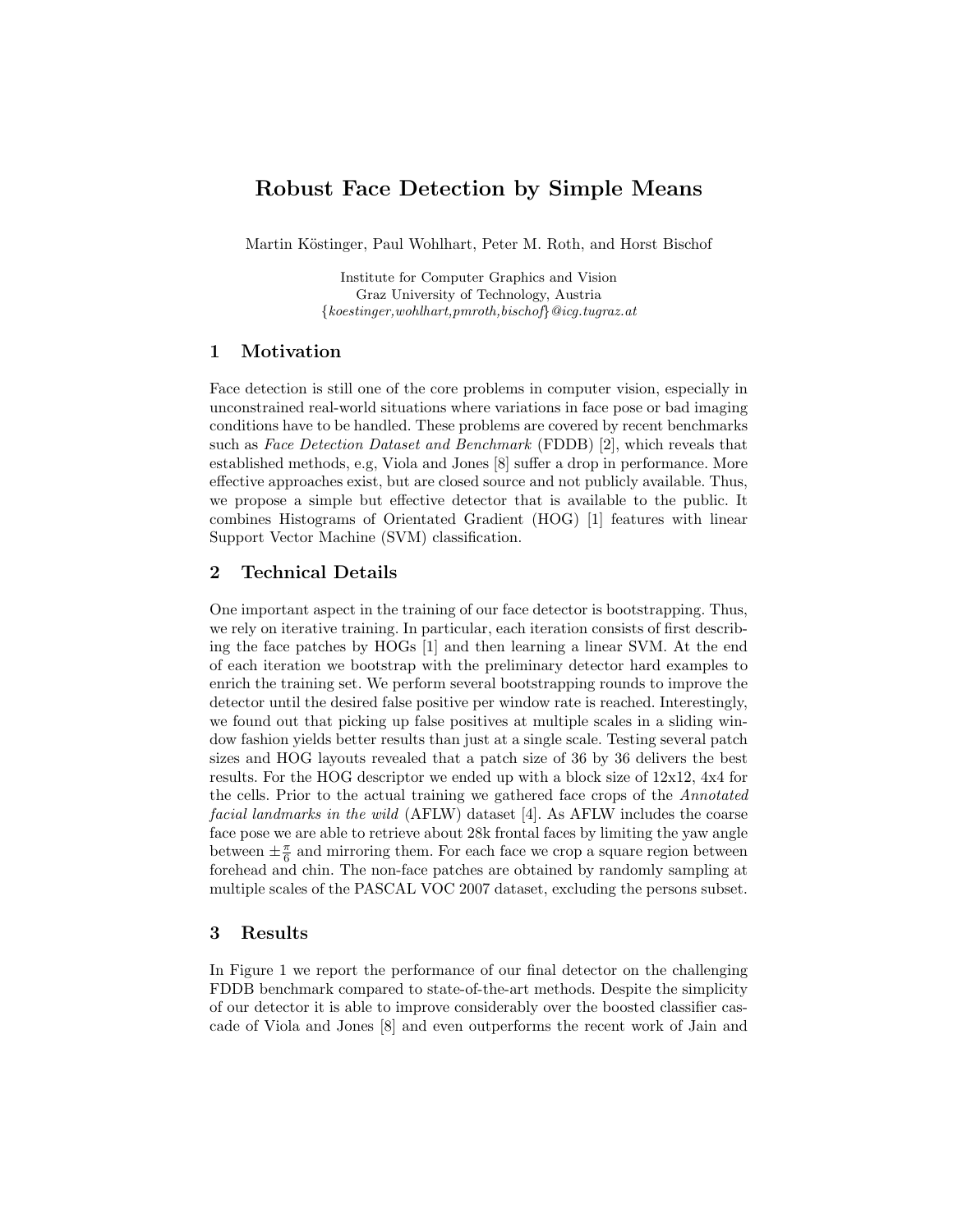# Robust Face Detection by Simple Means

Martin Köstinger, Paul Wohlhart, Peter M. Roth, and Horst Bischof

Institute for Computer Graphics and Vision
Graz University of Technology, Austria
{*koestinger,wohlhart,pmroth,bischof*}*@icg.tugraz.at*

## 1 Motivation

Face detection is still one of the core problems in computer vision, especially in unconstrained real-world situations where variations in face pose or bad imaging conditions have to be handled. These problems are covered by recent benchmarks such as *Face Detection Dataset and Benchmark* (FDDB) [2], which reveals that established methods, e.g, Viola and Jones [8] suffer a drop in performance. More effective approaches exist, but are closed source and not publicly available. Thus, we propose a simple but effective detector that is available to the public. It combines Histograms of Orientated Gradient (HOG) [1] features with linear Support Vector Machine (SVM) classification.

## 2 Technical Details

One important aspect in the training of our face detector is bootstrapping. Thus, we rely on iterative training. In particular, each iteration consists of first describing the face patches by HOGs [1] and then learning a linear SVM. At the end of each iteration we bootstrap with the preliminary detector hard examples to enrich the training set. We perform several bootstrapping rounds to improve the detector until the desired false positive per window rate is reached. Interestingly, we found out that picking up false positives at multiple scales in a sliding window fashion yields better results than just at a single scale. Testing several patch sizes and HOG layouts revealed that a patch size of 36 by 36 delivers the best results. For the HOG descriptor we ended up with a block size of 12x12, 4x4 for the cells. Prior to the actual training we gathered face crops of the *Annotated facial landmarks in the wild* (AFLW) dataset [4]. As AFLW includes the coarse face pose we are able to retrieve about 28k frontal faces by limiting the yaw angle between $\pm\frac{\pi}{6}$ and mirroring them. For each face we crop a square region between forehead and chin. The non-face patches are obtained by randomly sampling at multiple scales of the PASCAL VOC 2007 dataset, excluding the persons subset.

## 3 Results

In Figure 1 we report the performance of our final detector on the challenging FDDB benchmark compared to state-of-the-art methods. Despite the simplicity of our detector it is able to improve considerably over the boosted classifier cascade of Viola and Jones [8] and even outperforms the recent work of Jain and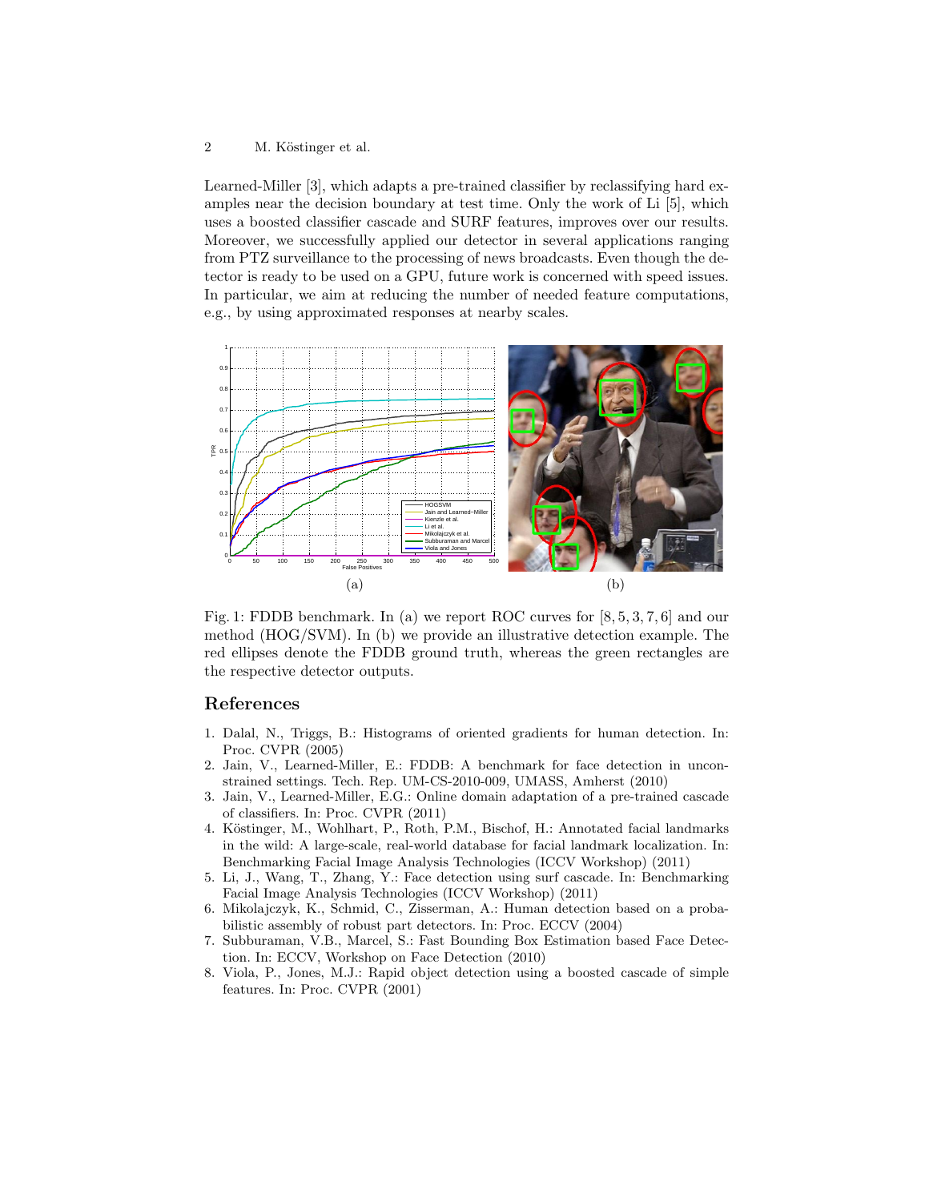Learned-Miller [3], which adapts a pre-trained classifier by reclassifying hard examples near the decision boundary at test time. Only the work of Li [5], which uses a boosted classifier cascade and SURF features, improves over our results. Moreover, we successfully applied our detector in several applications ranging from PTZ surveillance to the processing of news broadcasts. Even though the detector is ready to be used on a GPU, future work is concerned with speed issues. In particular, we aim at reducing the number of needed feature computations, e.g., by using approximated responses at nearby scales.

TPR
False Positives
HOGSVM
Jain and Learned−Miller
Kienzle et al.
Li et al.
Mikolajczyk et al.
Subburaman and Marcel
Viola and Jones

(a)

(b)

Fig. 1: FDDB benchmark. In (a) we report ROC curves for [8, 5, 3, 7, 6] and our method (HOG/SVM). In (b) we provide an illustrative detection example. The red ellipses denote the FDDB ground truth, whereas the green rectangles are the respective detector outputs.

## References

1. Dalal, N., Triggs, B.: Histograms of oriented gradients for human detection. In: Proc. CVPR (2005)
2. Jain, V., Learned-Miller, E.: FDDB: A benchmark for face detection in unconstrained settings. Tech. Rep. UM-CS-2010-009, UMASS, Amherst (2010)
3. Jain, V., Learned-Miller, E.G.: Online domain adaptation of a pre-trained cascade of classifiers. In: Proc. CVPR (2011)
4. Köstinger, M., Wohlhart, P., Roth, P.M., Bischof, H.: Annotated facial landmarks in the wild: A large-scale, real-world database for facial landmark localization. In: Benchmarking Facial Image Analysis Technologies (ICCV Workshop) (2011)
5. Li, J., Wang, T., Zhang, Y.: Face detection using surf cascade. In: Benchmarking Facial Image Analysis Technologies (ICCV Workshop) (2011)
6. Mikolajczyk, K., Schmid, C., Zisserman, A.: Human detection based on a probabilistic assembly of robust part detectors. In: Proc. ECCV (2004)
7. Subburaman, V.B., Marcel, S.: Fast Bounding Box Estimation based Face Detection. In: ECCV, Workshop on Face Detection (2010)
8. Viola, P., Jones, M.J.: Rapid object detection using a boosted cascade of simple features. In: Proc. CVPR (2001)